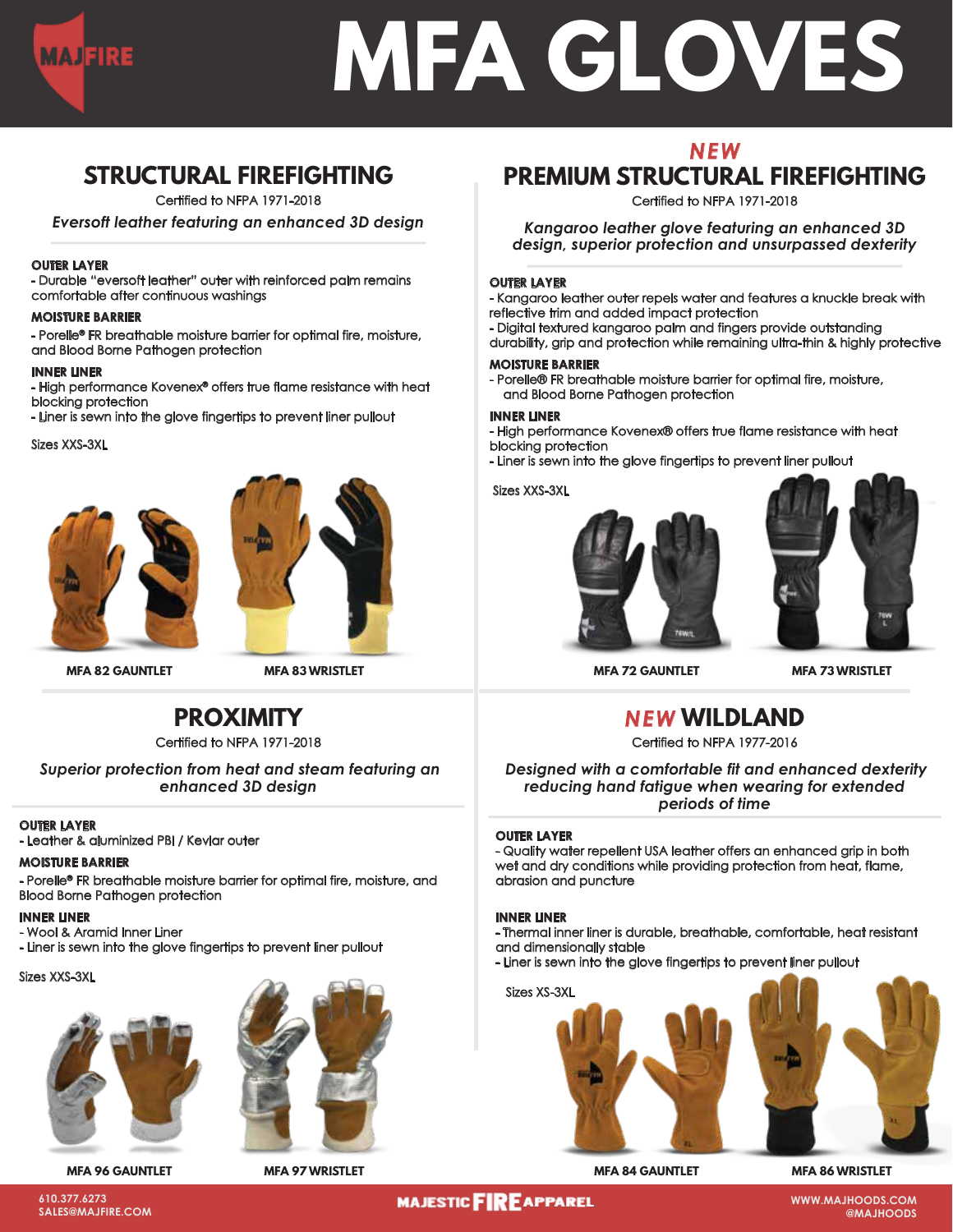MAJFIRE

# MFA GLOVES

## STRUCTURAL FIREFIGHTING

Certified to NFPA 1971-2018

*Eversoft leather featuring an enhanced 3D design*

**OUTER LAYER**

- Durable "eversoft leather" outer with reinforced palm remains comfortable after continuous washings

**MOISTURE BARRIER**

- Porelle® FR breathable moisture barrier for optimal fire, moisture, and Blood Borne Pathogen protection

**INNER LINER**

- High performance Kovenex® offers true flame resistance with heat blocking protection
- Liner is sewn into the glove fingertips to prevent liner pullout

Sizes XXS-3XL

MFA 82 GAUNTLET

MFA 83 WRISTLET

## *NEW* PREMIUM STRUCTURAL FIREFIGHTING

Certified to NFPA 1971-2018

*Kangaroo leather glove featuring an enhanced 3D design, superior protection and unsurpassed dexterity*

**OUTER LAYER**

- Kangaroo leather outer repels water and features a knuckle break with reflective trim and added impact protection
- Digital textured kangaroo palm and fingers provide outstanding durability, grip and protection while remaining ultra-thin & highly protective

**MOISTURE BARRIER**

- Porelle® FR breathable moisture barrier for optimal fire, moisture, and Blood Borne Pathogen protection

**INNER LINER**

- High performance Kovenex® offers true flame resistance with heat blocking protection
- Liner is sewn into the glove fingertips to prevent liner pullout

Sizes XXS-3XL

MFA 72 GAUNTLET

MFA 73 WRISTLET

## PROXIMITY

Certified to NFPA 1971-2018

*Superior protection from heat and steam featuring an enhanced 3D design*

**OUTER LAYER**

- Leather & aluminized PBI / Kevlar outer

**MOISTURE BARRIER**

- Porelle® FR breathable moisture barrier for optimal fire, moisture, and Blood Borne Pathogen protection

**INNER LINER**

- Wool & Aramid Inner Liner
- Liner is sewn into the glove fingertips to prevent liner pullout

Sizes XXS-3XL

MFA 96 GAUNTLET

MFA 97 WRISTLET

## *NEW* WILDLAND

Certified to NFPA 1977-2016

*Designed with a comfortable fit and enhanced dexterity reducing hand fatigue when wearing for extended periods of time*

**OUTER LAYER**

- Quality water repellent USA leather offers an enhanced grip in both wet and dry conditions while providing protection from heat, flame, abrasion and puncture

**INNER LINER**

- Thermal inner liner is durable, breathable, comfortable, heat resistant and dimensionally stable
- Liner is sewn into the glove fingertips to prevent liner pullout

Sizes XS-3XL

MFA 84 GAUNTLET

MFA 86 WRISTLET

610.377.6273
SALES@MAJFIRE.COM

MAJESTIC FIRE APPAREL

WWW.MAJHOODS.COM
@MAJHOODS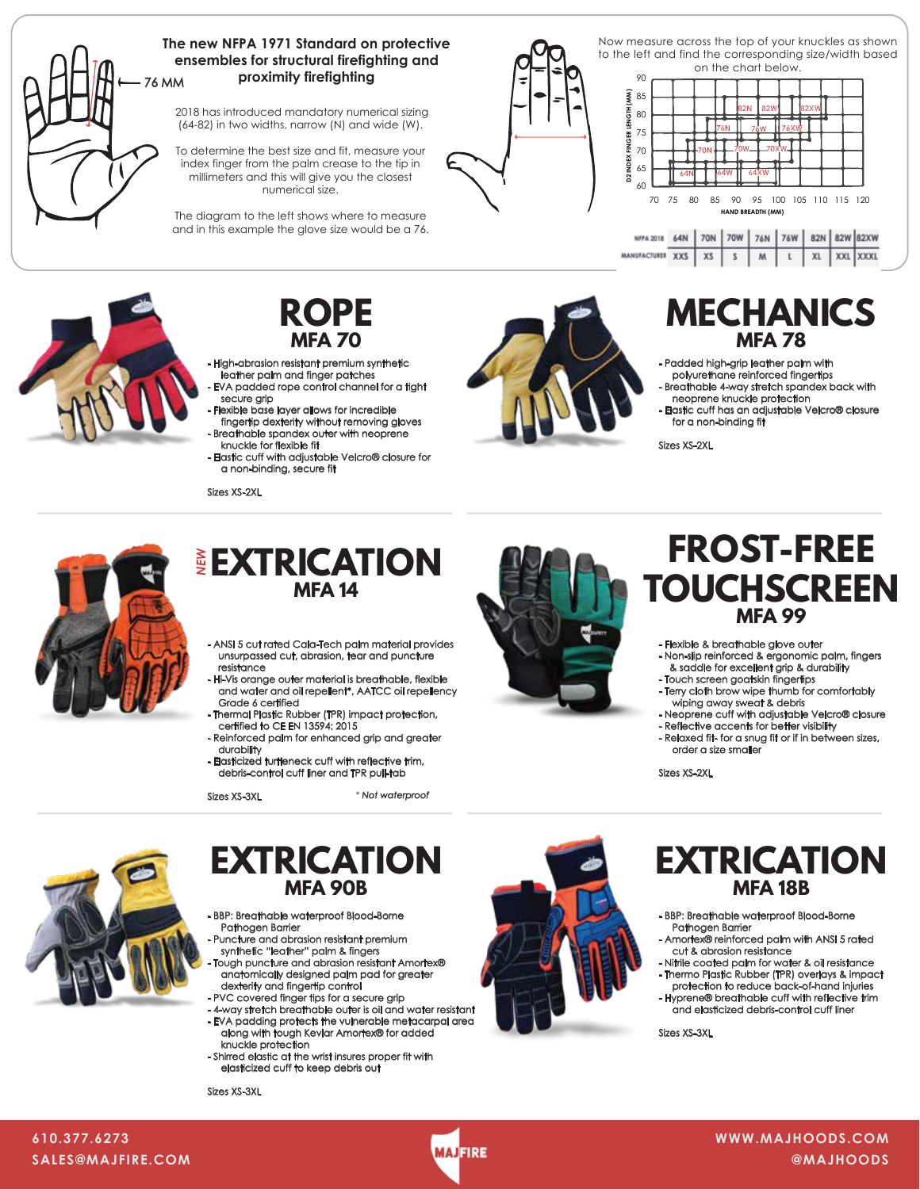## The new NFPA 1971 Standard on protective ensembles for structural firefighting and proximity firefighting

76 MM

2018 has introduced mandatory numerical sizing (64-82) in two widths, narrow (N) and wide (W).

To determine the best size and fit, measure your index finger from the palm crease to the tip in millimeters and this will give you the closest numerical size.

The diagram to the left shows where to measure and in this example the glove size would be a 76.

Now measure across the top of your knuckles as shown to the left and find the corresponding size/width based on the chart below.

D2 INDEX FINGER LENGTH (MM)

90
85
80
75
70
65
60

82N 82W 82XW
76N 76W 76XW
70N 70W 70XW
64N 64W 64XW

70 75 80 85 90 95 100 105 110 115 120

HAND BREADTH (MM)

| NFPA 2018 | 64N | 70N | 70W | 76N | 76W | 82N | 82W | 82XW |
|---|---|---|---|---|---|---|---|---|
| MANUFACTURER | XXS | XS | S | M | L | XL | XXL | XXXL |

# ROPE
## MFA 70

- High-abrasion resistant premium synthetic leather palm and finger patches
- EVA padded rope control channel for a tight secure grip
- Flexible base layer allows for incredible fingertip dexterity without removing gloves
- Breathable spandex outer with neoprene knuckle for flexible fit
- Elastic cuff with adjustable Velcro® closure for a non-binding, secure fit

Sizes XS-2XL

# MECHANICS
## MFA 78

- Padded high-grip leather palm with polyurethane reinforced fingertips
- Breathable 4-way stretch spandex back with neoprene knuckle protection
- Elastic cuff has an adjustable Velcro® closure for a non-binding fit

Sizes XS-2XL

# NEW EXTRICATION
## MFA 14

- ANSI 5 cut rated Cala-Tech palm material provides unsurpassed cut, abrasion, tear and puncture resistance
- Hi-Vis orange outer material is breathable, flexible and water and oil repellent*, AATCC oil repellency Grade 6 certified
- Thermal Plastic Rubber (TPR) impact protection, certified to CE EN 13594: 2015
- Reinforced palm for enhanced grip and greater durability
- Elasticized turtleneck cuff with reflective trim, debris-control cuff liner and TPR pull-tab

Sizes XS-3XL

*\* Not waterproof*

# FROST-FREE TOUCHSCREEN
## MFA 99

- Flexible & breathable glove outer
- Non-slip reinforced & ergonomic palm, fingers & saddle for excellent grip & durability
- Touch screen goatskin fingertips
- Terry cloth brow wipe thumb for comfortably wiping away sweat & debris
- Neoprene cuff with adjustable Velcro® closure
- Reflective accents for better visibility
- Relaxed fit- for a snug fit or if in between sizes, order a size smaller

Sizes XS-2XL

# EXTRICATION
## MFA 90B

- BBP: Breathable waterproof Blood-Borne Pathogen Barrier
- Puncture and abrasion resistant premium synthetic "leather" palm & fingers
- Tough puncture and abrasion resistant Amortex® anatomically designed palm pad for greater dexterity and fingertip control
- PVC covered finger tips for a secure grip
- 4-way stretch breathable outer is oil and water resistant
- EVA padding protects the vulnerable metacarpal area along with tough Kevlar Amortex® for added knuckle protection
- Shirred elastic at the wrist insures proper fit with elasticized cuff to keep debris out

Sizes XS-3XL

# EXTRICATION
## MFA 18B

- BBP: Breathable waterproof Blood-Borne Pathogen Barrier
- Amortex® reinforced palm with ANSI 5 rated cut & abrasion resistance
- Nitrile coated palm for water & oil resistance
- Thermo Plastic Rubber (TPR) overlays & impact protection to reduce back-of-hand injuries
- Hyprene® breathable cuff with reflective trim and elasticized debris-control cuff liner

Sizes XS-3XL

610.377.6273
SALES@MAJFIRE.COM

MAJFIRE

WWW.MAJHOODS.COM
@MAJHOODS